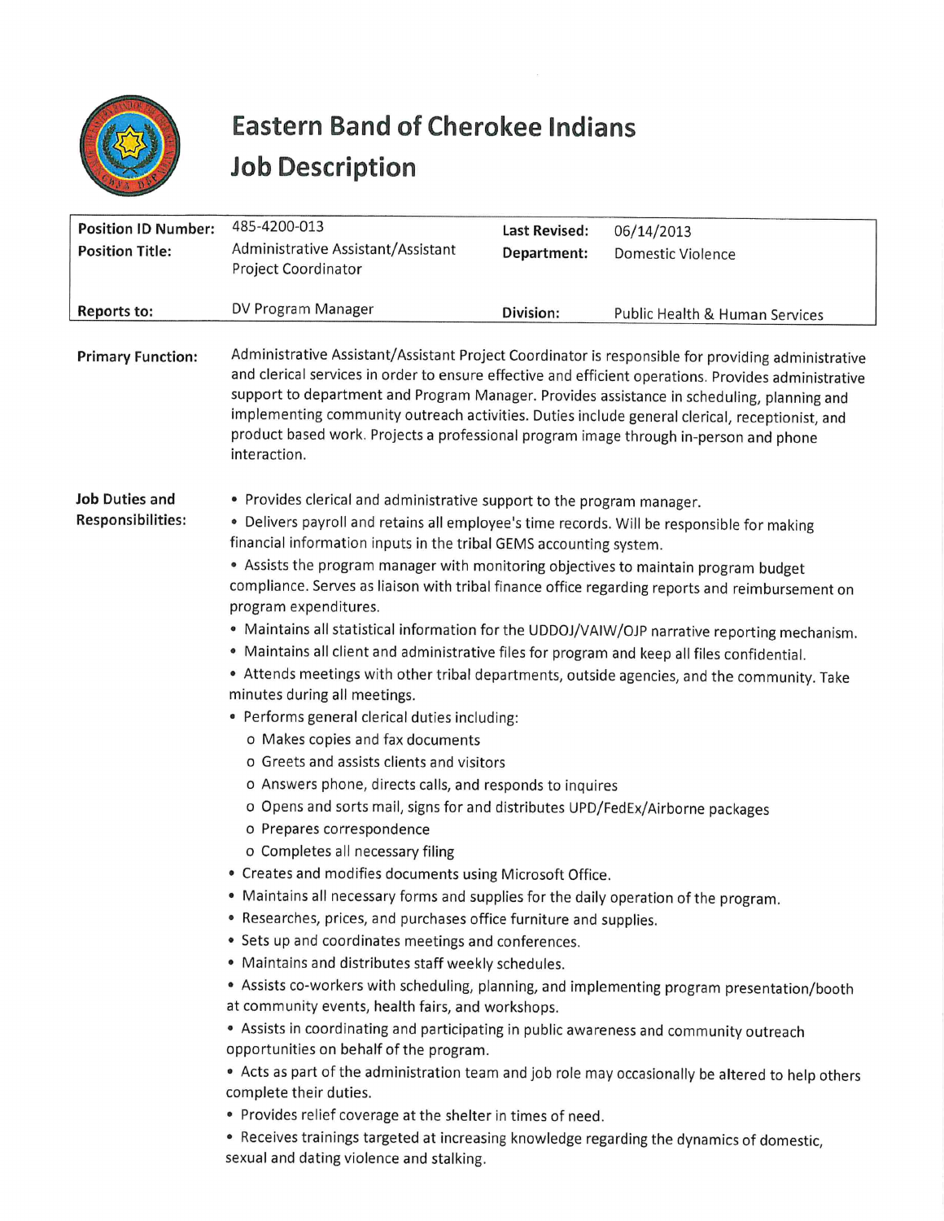# Eastern Band of Cherokee Indians
# Job Description

| Position ID Number: | 485-4200-013 | Last Revised: | 06/14/2013 |
|---|---|---|---|
| Position Title: | Administrative Assistant/Assistant Project Coordinator | Department: | Domestic Violence |
| Reports to: | DV Program Manager | Division: | Public Health & Human Services |

**Primary Function:**

Administrative Assistant/Assistant Project Coordinator is responsible for providing administrative and clerical services in order to ensure effective and efficient operations. Provides administrative support to department and Program Manager. Provides assistance in scheduling, planning and implementing community outreach activities. Duties include general clerical, receptionist, and product based work. Projects a professional program image through in-person and phone interaction.

**Job Duties and Responsibilities:**

- Provides clerical and administrative support to the program manager.
- Delivers payroll and retains all employee's time records. Will be responsible for making financial information inputs in the tribal GEMS accounting system.
- Assists the program manager with monitoring objectives to maintain program budget compliance. Serves as liaison with tribal finance office regarding reports and reimbursement on program expenditures.
- Maintains all statistical information for the UDDOJ/VAIW/OJP narrative reporting mechanism.
- Maintains all client and administrative files for program and keep all files confidential.
- Attends meetings with other tribal departments, outside agencies, and the community. Take minutes during all meetings.
- Performs general clerical duties including:
  - Makes copies and fax documents
  - Greets and assists clients and visitors
  - Answers phone, directs calls, and responds to inquires
  - Opens and sorts mail, signs for and distributes UPD/FedEx/Airborne packages
  - Prepares correspondence
  - Completes all necessary filing
- Creates and modifies documents using Microsoft Office.
- Maintains all necessary forms and supplies for the daily operation of the program.
- Researches, prices, and purchases office furniture and supplies.
- Sets up and coordinates meetings and conferences.
- Maintains and distributes staff weekly schedules.
- Assists co-workers with scheduling, planning, and implementing program presentation/booth at community events, health fairs, and workshops.
- Assists in coordinating and participating in public awareness and community outreach opportunities on behalf of the program.
- Acts as part of the administration team and job role may occasionally be altered to help others complete their duties.
- Provides relief coverage at the shelter in times of need.
- Receives trainings targeted at increasing knowledge regarding the dynamics of domestic, sexual and dating violence and stalking.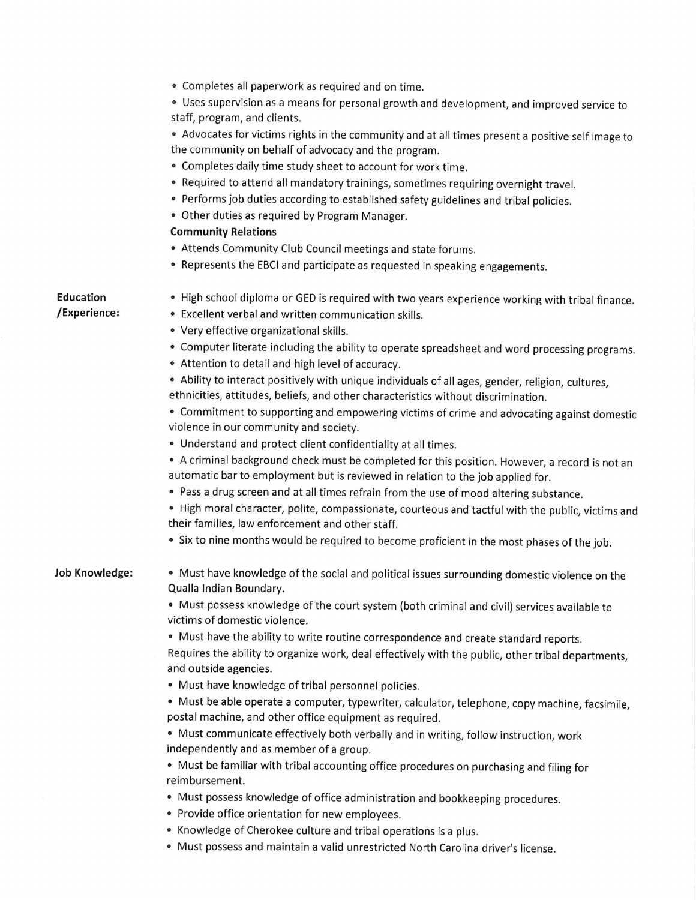- Completes all paperwork as required and on time.
- Uses supervision as a means for personal growth and development, and improved service to staff, program, and clients.
- Advocates for victims rights in the community and at all times present a positive self image to the community on behalf of advocacy and the program.
- Completes daily time study sheet to account for work time.
- Required to attend all mandatory trainings, sometimes requiring overnight travel.
- Performs job duties according to established safety guidelines and tribal policies.
- Other duties as required by Program Manager.

**Community Relations**

- Attends Community Club Council meetings and state forums.
- Represents the EBCI and participate as requested in speaking engagements.

**Education /Experience:**

- High school diploma or GED is required with two years experience working with tribal finance.
- Excellent verbal and written communication skills.
- Very effective organizational skills.
- Computer literate including the ability to operate spreadsheet and word processing programs.
- Attention to detail and high level of accuracy.
- Ability to interact positively with unique individuals of all ages, gender, religion, cultures, ethnicities, attitudes, beliefs, and other characteristics without discrimination.
- Commitment to supporting and empowering victims of crime and advocating against domestic violence in our community and society.
- Understand and protect client confidentiality at all times.
- A criminal background check must be completed for this position. However, a record is not an automatic bar to employment but is reviewed in relation to the job applied for.
- Pass a drug screen and at all times refrain from the use of mood altering substance.
- High moral character, polite, compassionate, courteous and tactful with the public, victims and their families, law enforcement and other staff.
- Six to nine months would be required to become proficient in the most phases of the job.

**Job Knowledge:**

- Must have knowledge of the social and political issues surrounding domestic violence on the Qualla Indian Boundary.
- Must possess knowledge of the court system (both criminal and civil) services available to victims of domestic violence.
- Must have the ability to write routine correspondence and create standard reports.

Requires the ability to organize work, deal effectively with the public, other tribal departments, and outside agencies.

- Must have knowledge of tribal personnel policies.
- Must be able operate a computer, typewriter, calculator, telephone, copy machine, facsimile, postal machine, and other office equipment as required.
- Must communicate effectively both verbally and in writing, follow instruction, work independently and as member of a group.
- Must be familiar with tribal accounting office procedures on purchasing and filing for reimbursement.
- Must possess knowledge of office administration and bookkeeping procedures.
- Provide office orientation for new employees.
- Knowledge of Cherokee culture and tribal operations is a plus.
- Must possess and maintain a valid unrestricted North Carolina driver's license.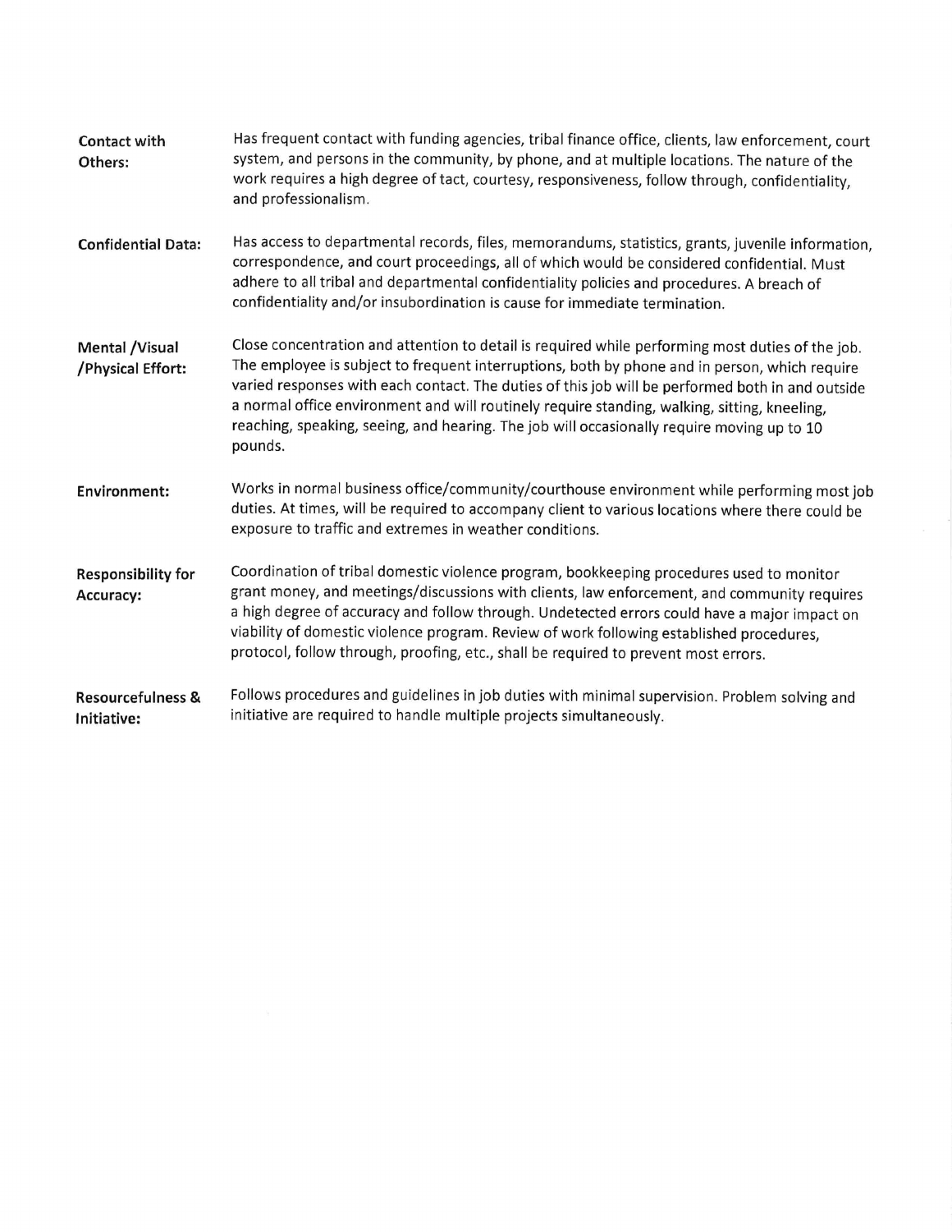**Contact with Others:** Has frequent contact with funding agencies, tribal finance office, clients, law enforcement, court system, and persons in the community, by phone, and at multiple locations. The nature of the work requires a high degree of tact, courtesy, responsiveness, follow through, confidentiality, and professionalism.

**Confidential Data:** Has access to departmental records, files, memorandums, statistics, grants, juvenile information, correspondence, and court proceedings, all of which would be considered confidential. Must adhere to all tribal and departmental confidentiality policies and procedures. A breach of confidentiality and/or insubordination is cause for immediate termination.

**Mental /Visual /Physical Effort:** Close concentration and attention to detail is required while performing most duties of the job. The employee is subject to frequent interruptions, both by phone and in person, which require varied responses with each contact. The duties of this job will be performed both in and outside a normal office environment and will routinely require standing, walking, sitting, kneeling, reaching, speaking, seeing, and hearing. The job will occasionally require moving up to 10 pounds.

**Environment:** Works in normal business office/community/courthouse environment while performing most job duties. At times, will be required to accompany client to various locations where there could be exposure to traffic and extremes in weather conditions.

**Responsibility for Accuracy:** Coordination of tribal domestic violence program, bookkeeping procedures used to monitor grant money, and meetings/discussions with clients, law enforcement, and community requires a high degree of accuracy and follow through. Undetected errors could have a major impact on viability of domestic violence program. Review of work following established procedures, protocol, follow through, proofing, etc., shall be required to prevent most errors.

**Resourcefulness & Initiative:** Follows procedures and guidelines in job duties with minimal supervision. Problem solving and initiative are required to handle multiple projects simultaneously.